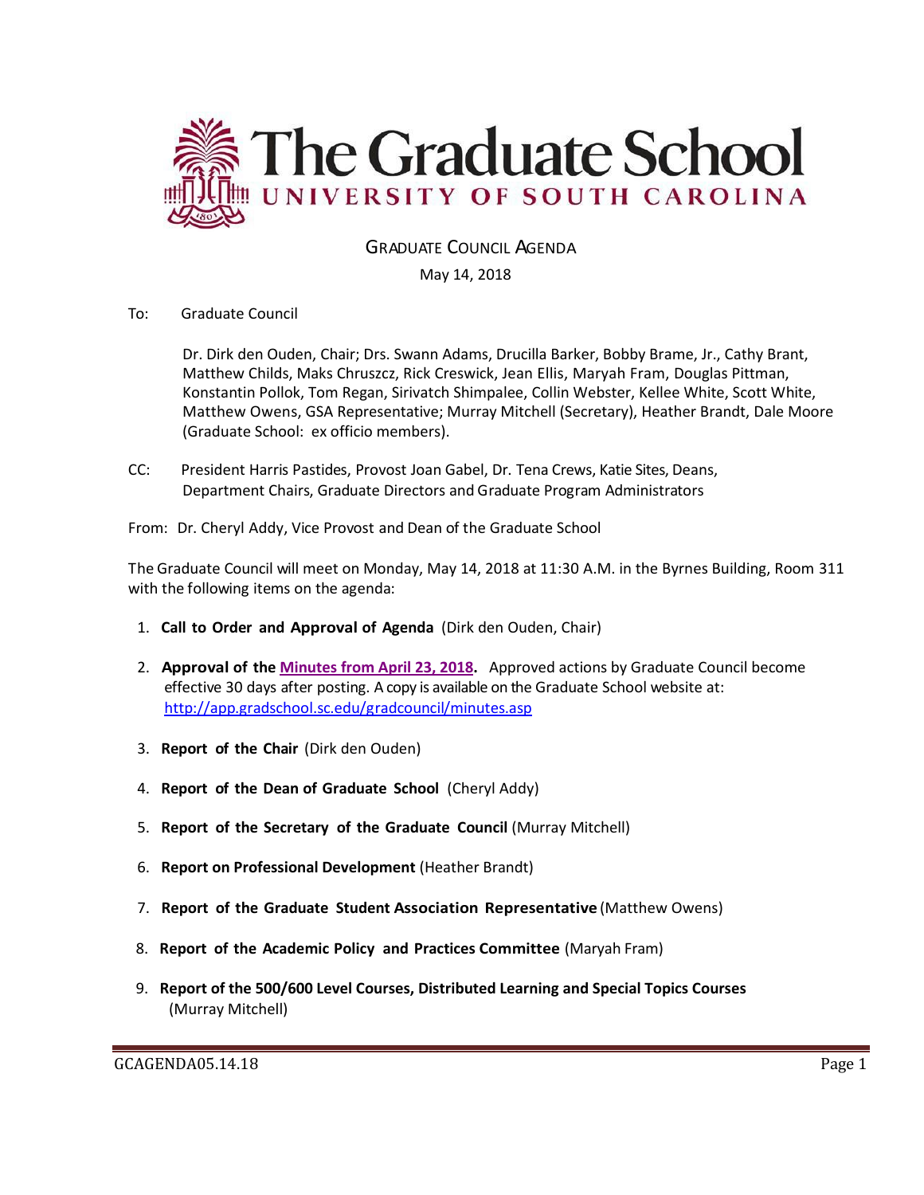# The Graduate School

## UNIVERSITY OF SOUTH CAROLINA

GRADUATE COUNCIL AGENDA

May 14, 2018

To: Graduate Council

Dr. Dirk den Ouden, Chair; Drs. Swann Adams, Drucilla Barker, Bobby Brame, Jr., Cathy Brant, Matthew Childs, Maks Chruszcz, Rick Creswick, Jean Ellis, Maryah Fram, Douglas Pittman, Konstantin Pollok, Tom Regan, Sirivatch Shimpalee, Collin Webster, Kellee White, Scott White, Matthew Owens, GSA Representative; Murray Mitchell (Secretary), Heather Brandt, Dale Moore (Graduate School: ex officio members).

CC: President Harris Pastides, Provost Joan Gabel, Dr. Tena Crews, Katie Sites, Deans, Department Chairs, Graduate Directors and Graduate Program Administrators

From: Dr. Cheryl Addy, Vice Provost and Dean of the Graduate School

The Graduate Council will meet on Monday, May 14, 2018 at 11:30 A.M. in the Byrnes Building, Room 311 with the following items on the agenda:

1. **Call to Order and Approval of Agenda** (Dirk den Ouden, Chair)
2. **Approval of the Minutes from April 23, 2018.** Approved actions by Graduate Council become effective 30 days after posting. A copy is available on the Graduate School website at: http://app.gradschool.sc.edu/gradcouncil/minutes.asp
3. **Report of the Chair** (Dirk den Ouden)
4. **Report of the Dean of Graduate School** (Cheryl Addy)
5. **Report of the Secretary of the Graduate Council** (Murray Mitchell)
6. **Report on Professional Development** (Heather Brandt)
7. **Report of the Graduate Student Association Representative** (Matthew Owens)
8. **Report of the Academic Policy and Practices Committee** (Maryah Fram)
9. **Report of the 500/600 Level Courses, Distributed Learning and Special Topics Courses** (Murray Mitchell)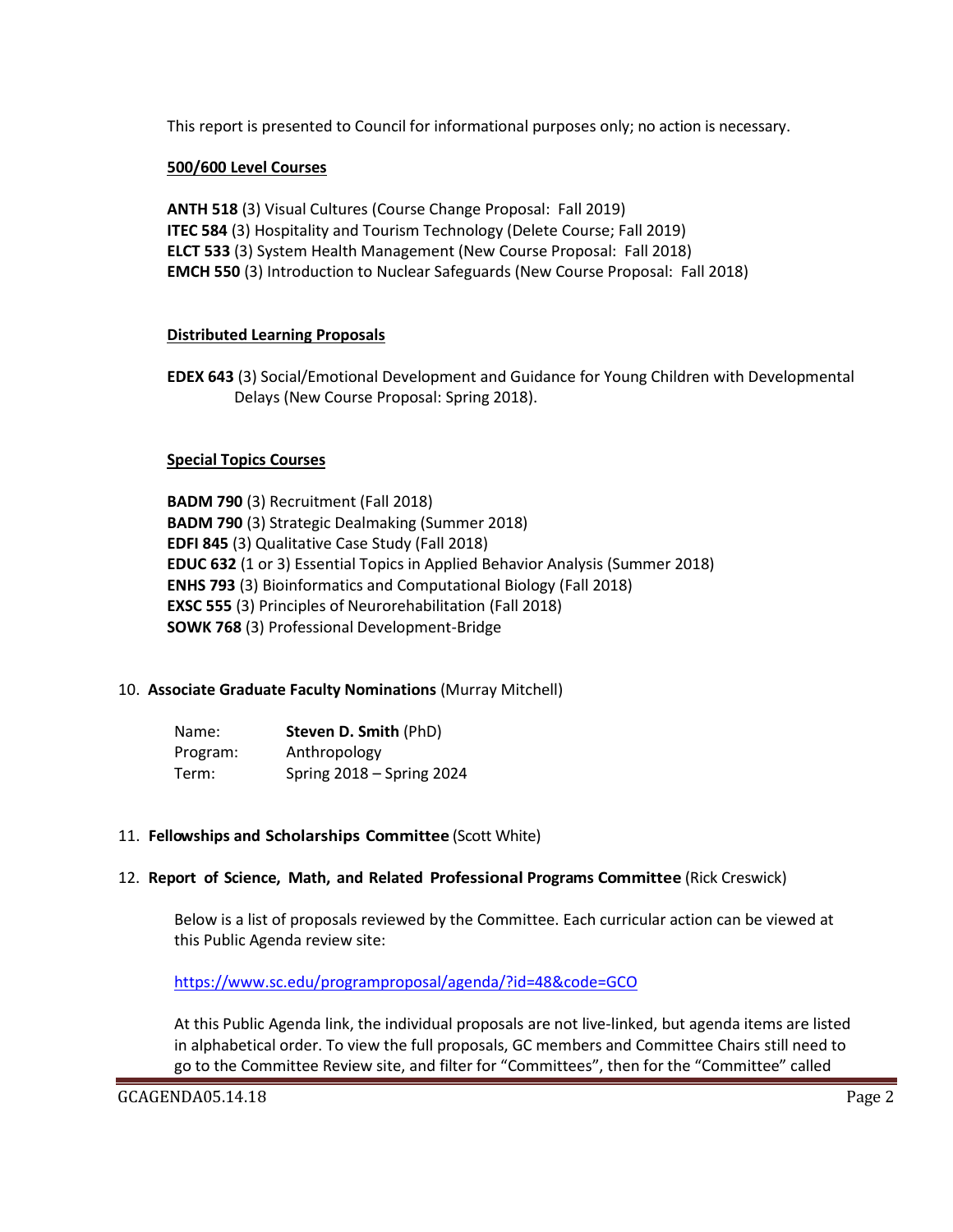This report is presented to Council for informational purposes only; no action is necessary.

**500/600 Level Courses**

**ANTH 518** (3) Visual Cultures (Course Change Proposal: Fall 2019)
**ITEC 584** (3) Hospitality and Tourism Technology (Delete Course; Fall 2019)
**ELCT 533** (3) System Health Management (New Course Proposal: Fall 2018)
**EMCH 550** (3) Introduction to Nuclear Safeguards (New Course Proposal: Fall 2018)

**Distributed Learning Proposals**

**EDEX 643** (3) Social/Emotional Development and Guidance for Young Children with Developmental Delays (New Course Proposal: Spring 2018).

**Special Topics Courses**

**BADM 790** (3) Recruitment (Fall 2018)
**BADM 790** (3) Strategic Dealmaking (Summer 2018)
**EDFI 845** (3) Qualitative Case Study (Fall 2018)
**EDUC 632** (1 or 3) Essential Topics in Applied Behavior Analysis (Summer 2018)
**ENHS 793** (3) Bioinformatics and Computational Biology (Fall 2018)
**EXSC 555** (3) Principles of Neurorehabilitation (Fall 2018)
**SOWK 768** (3) Professional Development-Bridge

10. **Associate Graduate Faculty Nominations** (Murray Mitchell)

    Name: **Steven D. Smith** (PhD)
    Program: Anthropology
    Term: Spring 2018 – Spring 2024

11. **Fellowships and Scholarships Committee** (Scott White)

12. **Report of Science, Math, and Related Professional Programs Committee** (Rick Creswick)

    Below is a list of proposals reviewed by the Committee. Each curricular action can be viewed at this Public Agenda review site:

    https://www.sc.edu/programproposal/agenda/?id=48&code=GCO

    At this Public Agenda link, the individual proposals are not live-linked, but agenda items are listed in alphabetical order. To view the full proposals, GC members and Committee Chairs still need to go to the Committee Review site, and filter for "Committees", then for the "Committee" called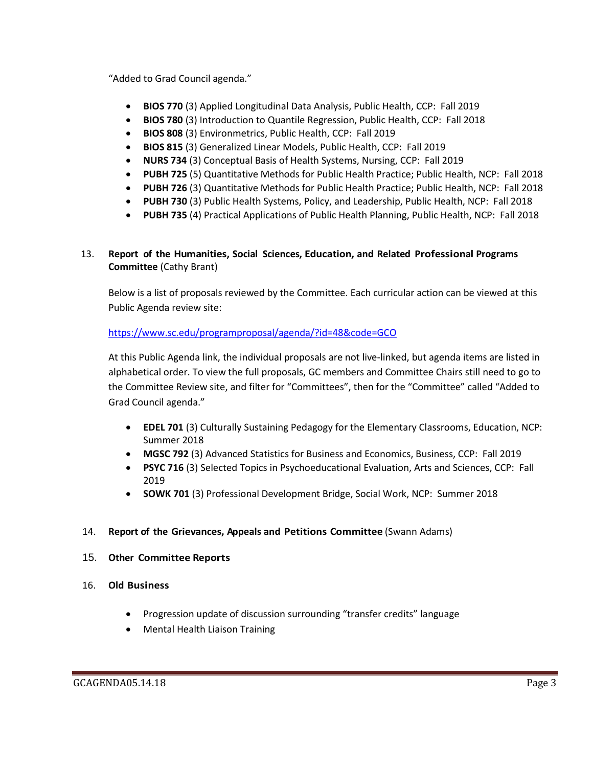"Added to Grad Council agenda."

- **BIOS 770** (3) Applied Longitudinal Data Analysis, Public Health, CCP: Fall 2019
- **BIOS 780** (3) Introduction to Quantile Regression, Public Health, CCP: Fall 2018
- **BIOS 808** (3) Environmetrics, Public Health, CCP: Fall 2019
- **BIOS 815** (3) Generalized Linear Models, Public Health, CCP: Fall 2019
- **NURS 734** (3) Conceptual Basis of Health Systems, Nursing, CCP: Fall 2019
- **PUBH 725** (5) Quantitative Methods for Public Health Practice; Public Health, NCP: Fall 2018
- **PUBH 726** (3) Quantitative Methods for Public Health Practice; Public Health, NCP: Fall 2018
- **PUBH 730** (3) Public Health Systems, Policy, and Leadership, Public Health, NCP: Fall 2018
- **PUBH 735** (4) Practical Applications of Public Health Planning, Public Health, NCP: Fall 2018

13. **Report of the Humanities, Social Sciences, Education, and Related Professional Programs Committee** (Cathy Brant)

Below is a list of proposals reviewed by the Committee. Each curricular action can be viewed at this Public Agenda review site:

https://www.sc.edu/programproposal/agenda/?id=48&code=GCO

At this Public Agenda link, the individual proposals are not live-linked, but agenda items are listed in alphabetical order. To view the full proposals, GC members and Committee Chairs still need to go to the Committee Review site, and filter for "Committees", then for the "Committee" called "Added to Grad Council agenda."

- **EDEL 701** (3) Culturally Sustaining Pedagogy for the Elementary Classrooms, Education, NCP: Summer 2018
- **MGSC 792** (3) Advanced Statistics for Business and Economics, Business, CCP: Fall 2019
- **PSYC 716** (3) Selected Topics in Psychoeducational Evaluation, Arts and Sciences, CCP: Fall 2019
- **SOWK 701** (3) Professional Development Bridge, Social Work, NCP: Summer 2018

14. **Report of the Grievances, Appeals and Petitions Committee** (Swann Adams)

15. **Other Committee Reports**

16. **Old Business**

- Progression update of discussion surrounding "transfer credits" language
- Mental Health Liaison Training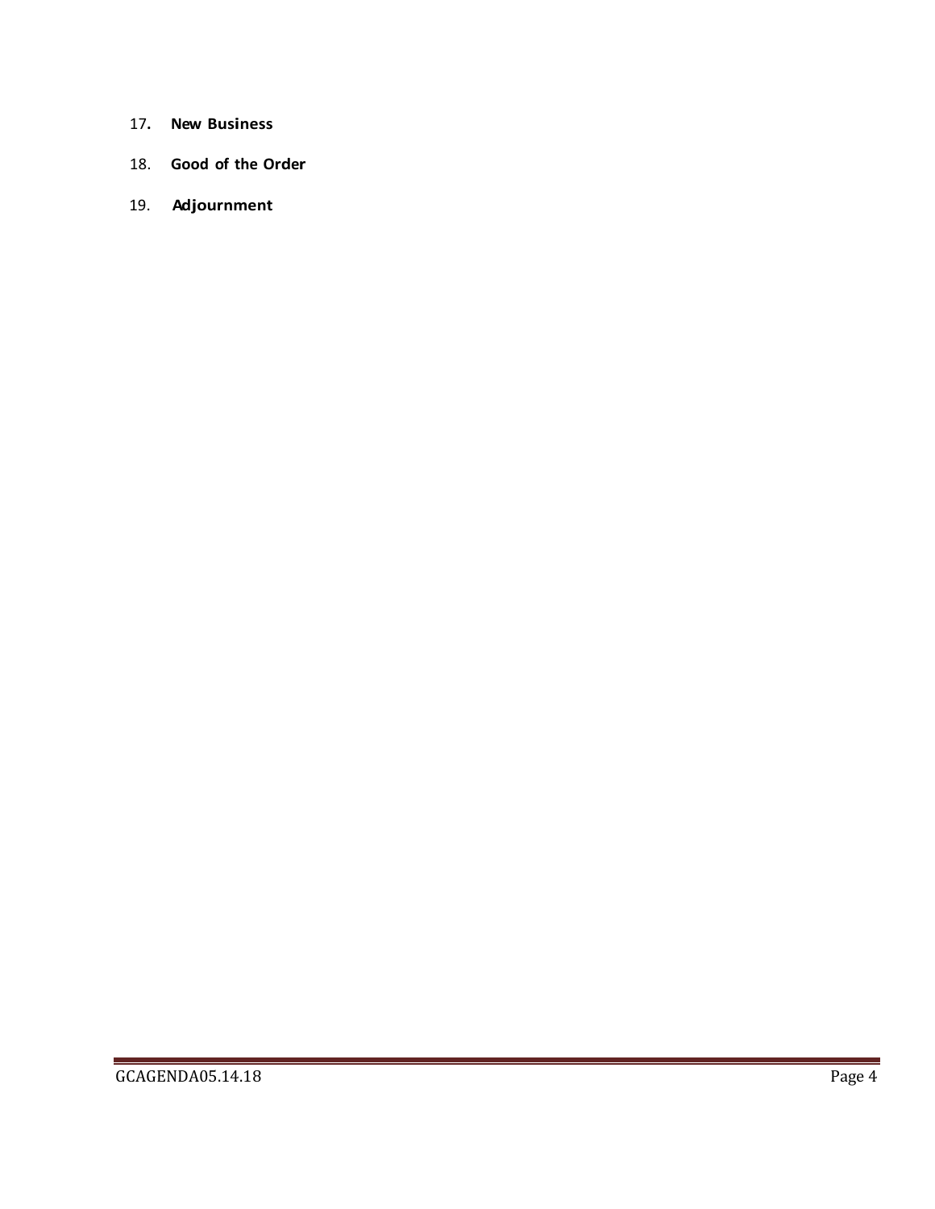17. **New Business**

18. **Good of the Order**

19. **Adjournment**